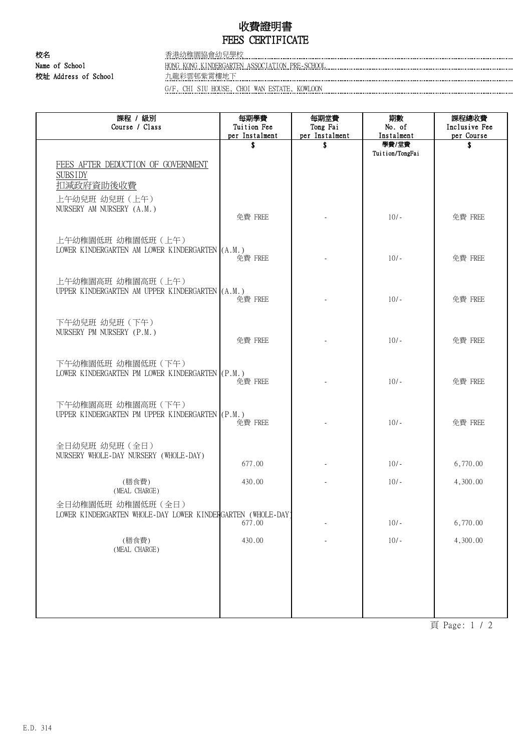# 收費證明書
# FEES CERTIFICATE

**校名**
**Name of School**　香港幼稚園協會幼兒學校
HONG KONG KINDERGARTEN ASSOCIATION PRE-SCHOOL

**校址 Address of School**　九龍彩雲邨紫霄樓地下
G/F, CHI SIU HOUSE, CHOI WAN ESTATE, KOWLOON

| 課程 / 級別<br>Course / Class | 每期學費<br>Tuition Fee<br>per Instalment | 每期堂費<br>Tong Fai<br>per Instalment | 期數<br>No. of<br>Instalment | 課程總收費<br>Inclusive Fee<br>per Course |
|---|---|---|---|---|
| | $ | $ | 學費/堂費<br>Tuition/TongFai | $ |
| FEES AFTER DEDUCTION OF GOVERNMENT SUBSIDY<br>扣減政府資助後收費 | | | | |
| 上午幼兒班 幼兒班（上午）<br>NURSERY AM NURSERY (A.M.) | 免費 FREE | - | 10/- | 免費 FREE |
| 上午幼稚園低班 幼稚園低班（上午）<br>LOWER KINDERGARTEN AM LOWER KINDERGARTEN (A.M.) | 免費 FREE | - | 10/- | 免費 FREE |
| 上午幼稚園高班 幼稚園高班（上午）<br>UPPER KINDERGARTEN AM UPPER KINDERGARTEN (A.M.) | 免費 FREE | - | 10/- | 免費 FREE |
| 下午幼兒班 幼兒班（下午）<br>NURSERY PM NURSERY (P.M.) | 免費 FREE | - | 10/- | 免費 FREE |
| 下午幼稚園低班 幼稚園低班（下午）<br>LOWER KINDERGARTEN PM LOWER KINDERGARTEN (P.M.) | 免費 FREE | - | 10/- | 免費 FREE |
| 下午幼稚園高班 幼稚園高班（下午）<br>UPPER KINDERGARTEN PM UPPER KINDERGARTEN (P.M.) | 免費 FREE | - | 10/- | 免費 FREE |
| 全日幼兒班 幼兒班（全日）<br>NURSERY WHOLE-DAY NURSERY (WHOLE-DAY) | 677.00 | - | 10/- | 6,770.00 |
| (膳食費)<br>(MEAL CHARGE) | 430.00 | - | 10/- | 4,300.00 |
| 全日幼稚園低班 幼稚園低班（全日）<br>LOWER KINDERGARTEN WHOLE-DAY LOWER KINDERGARTEN (WHOLE-DAY) | 677.00 | - | 10/- | 6,770.00 |
| (膳食費)<br>(MEAL CHARGE) | 430.00 | - | 10/- | 4,300.00 |

E.D. 314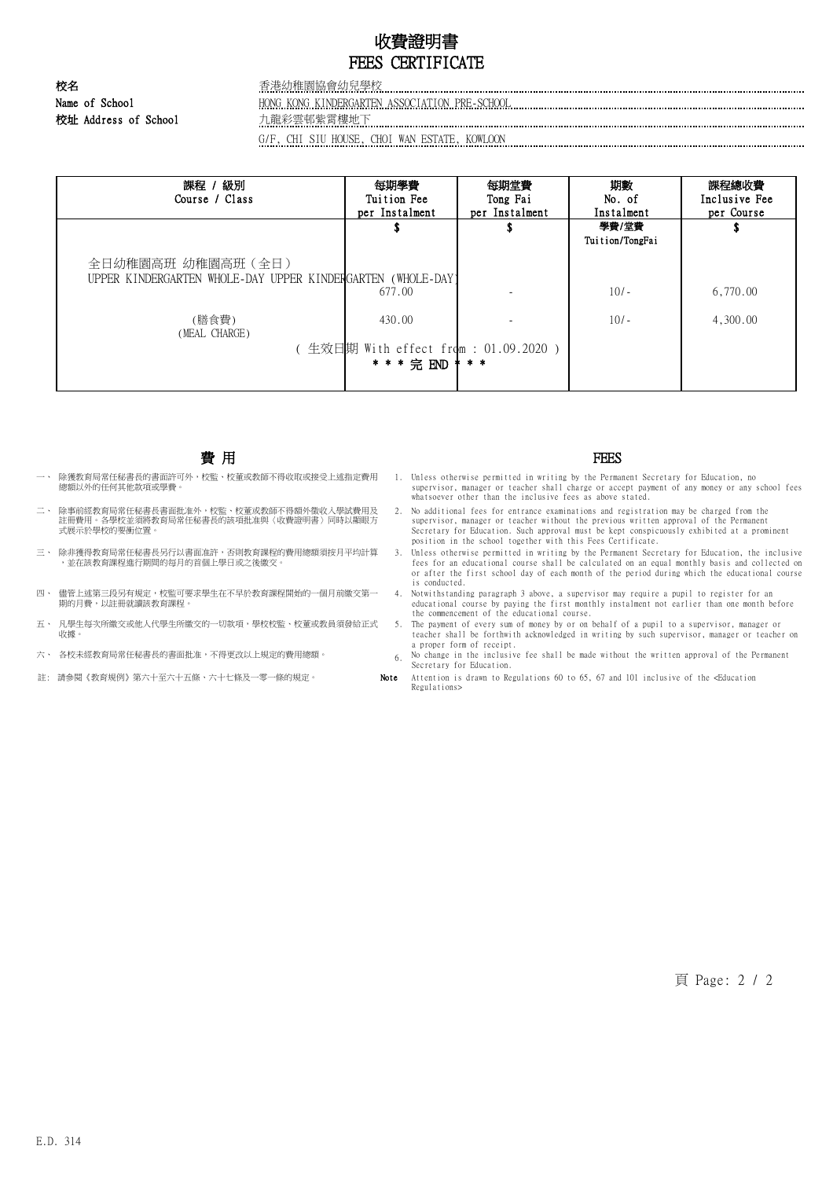# 收費證明書
# FEES CERTIFICATE

**校名** 香港幼稚園協會幼兒學校

**Name of School** HONG KONG KINDERGARTEN ASSOCIATION PRE-SCHOOL

**校址 Address of School** 九龍彩雲邨紫霄樓地下

G/F, CHI SIU HOUSE, CHOI WAN ESTATE, KOWLOON

| 課程 / 級別<br>Course / Class | 每期學費<br>Tuition Fee<br>per Instalment | 每期堂費<br>Tong Fai<br>per Instalment | 期數<br>No. of<br>Instalment | 課程總收費<br>Inclusive Fee<br>per Course |
|---|---|---|---|---|
| | $ | $ | 學費/堂費<br>Tuition/TongFai | $ |
| 全日幼稚園高班 幼稚園高班（全日）<br>UPPER KINDERGARTEN WHOLE-DAY UPPER KINDERGARTEN (WHOLE-DAY) | 677.00 | - | 10/- | 6,770.00 |
| (膳食費)<br>(MEAL CHARGE) | 430.00 | - | 10/- | 4,300.00 |
| ( 生效日期 With effect from : 01.09.2020 ) | | | | |
| * * * 完 END * * * | | | | |

## 費 用

一、 除獲教育局常任秘書長的書面許可外，校監、校董或教師不得收取或接受上述指定費用總額以外的任何其他款項或學費。

二、 除事前經教育局常任秘書長書面批准外，校監、校董或教師不得額外徵收入學試費用及註冊費用。各學校並須將教育局常任秘書長的該項批准與〈收費證明書〉同時以顯眼方式展示於學校的要衝位置。

三、 除非獲得教育局常任秘書長另行以書面准許，否則教育課程的費用總額須按月平均計算，並在該教育課程進行期間的每月的首個上學日或之後徵交。

四、 儘管上述第三段另有規定，校監可要求學生在不早於教育課程開始的一個月前繳交第一期的月費，以註冊就讀該教育課程。

五、 凡學生每次所繳交或他人代學生所繳交的一切款項，學校校監、校董或教員須發給正式收據。

六、 各校未經教育局常任秘書長的書面批准，不得更改以上規定的費用總額。

註: 請參閱《教育規例》第六十至六十五條、六十七條及一零一條的規定。

## FEES

1. Unless otherwise permitted in writing by the Permanent Secretary for Education, no supervisor, manager or teacher shall charge or accept payment of any money or any school fees whatsoever other than the inclusive fees as above stated.
2. No additional fees for entrance examinations and registration may be charged from the supervisor, manager or teacher without the previous written approval of the Permanent Secretary for Education. Such approval must be kept conspicuously exhibited at a prominent position in the school together with this Fees Certificate.
3. Unless otherwise permitted in writing by the Permanent Secretary for Education, the inclusive fees for an educational course shall be calculated on an equal monthly basis and collected on or after the first school day of each month of the period during which the educational course is conducted.
4. Notwithstanding paragraph 3 above, a supervisor may require a pupil to register for an educational course by paying the first monthly instalment not earlier than one month before the commencement of the educational course.
5. The payment of every sum of money by or on behalf of a pupil to a supervisor, manager or teacher shall be forthwith acknowledged in writing by such supervisor, manager or teacher on a proper form of receipt.
6. No change in the inclusive fee shall be made without the written approval of the Permanent Secretary for Education.

**Note** Attention is drawn to Regulations 60 to 65, 67 and 101 inclusive of the <Education Regulations>

E.D. 314